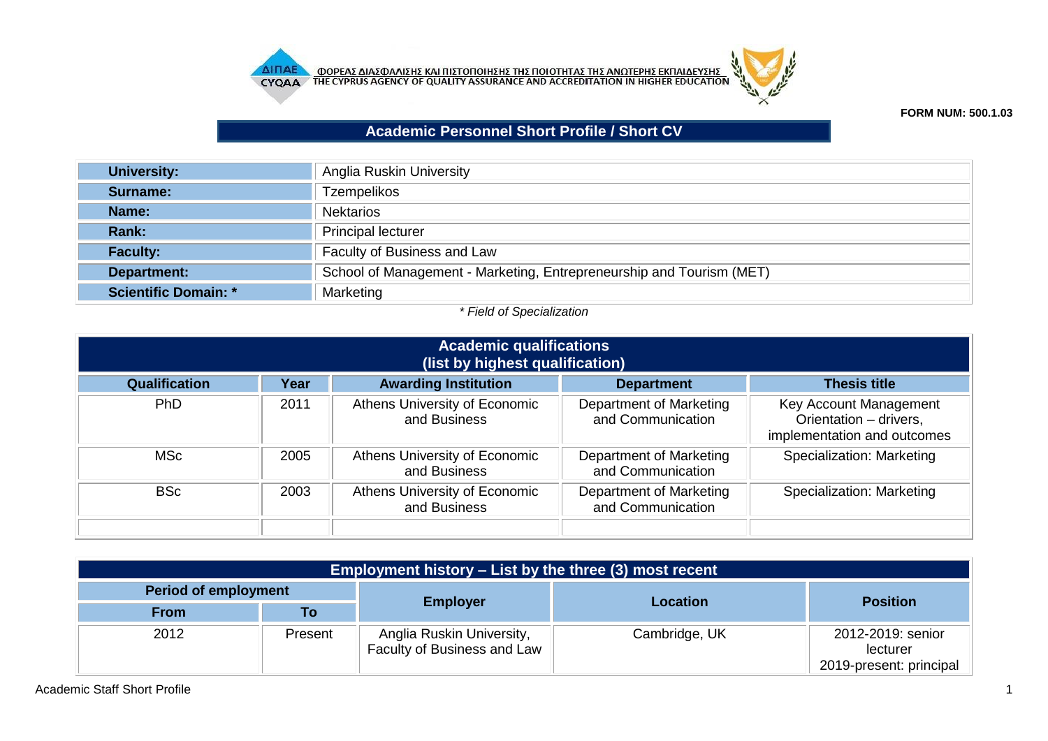ΦΟΡΕΑΣ ΔΙΑΣΦΑΛΙΣΗΣ ΚΑΙ ΠΙΣΤΟΠΟΙΗΣΗΣ ΤΗΣ ΠΟΙΟΤΗΤΑΣ ΤΗΣ ΑΝΩΤΕΡΗΣ ΕΚΠΑΙΔΕΥΣΗΣ
THE CYPRUS AGENCY OF QUALITY ASSURANCE AND ACCREDITATION IN HIGHER EDUCATION

**FORM NUM: 500.1.03**

# Academic Personnel Short Profile / Short CV

| | |
|---|---|
| **University:** | Anglia Ruskin University |
| **Surname:** | Tzempelikos |
| **Name:** | Nektarios |
| **Rank:** | Principal lecturer |
| **Faculty:** | Faculty of Business and Law |
| **Department:** | School of Management - Marketing, Entrepreneurship and Tourism (MET) |
| **Scientific Domain: *** | Marketing |

*\* Field of Specialization*

## Academic qualifications (list by highest qualification)

| Qualification | Year | Awarding Institution | Department | Thesis title |
|---|---|---|---|---|
| PhD | 2011 | Athens University of Economic and Business | Department of Marketing and Communication | Key Account Management Orientation – drivers, implementation and outcomes |
| MSc | 2005 | Athens University of Economic and Business | Department of Marketing and Communication | Specialization: Marketing |
| BSc | 2003 | Athens University of Economic and Business | Department of Marketing and Communication | Specialization: Marketing |
| | | | | |

## Employment history – List by the three (3) most recent

| Period of employment | | Employer | Location | Position |
|---|---|---|---|---|
| From | To | | | |
| 2012 | Present | Anglia Ruskin University, Faculty of Business and Law | Cambridge, UK | 2012-2019: senior lecturer<br>2019-present: principal |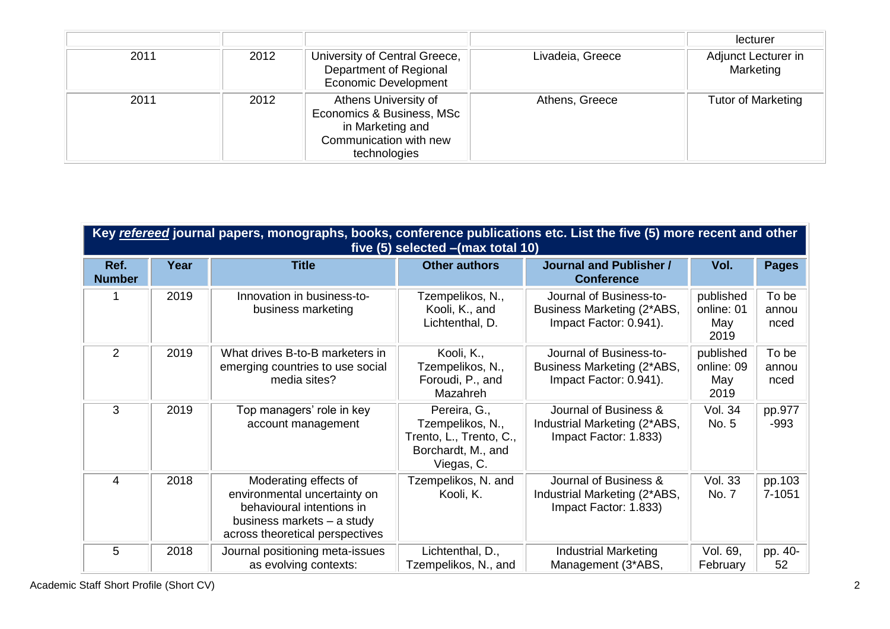| | | | | lecturer |
|---|---|---|---|---|
| 2011 | 2012 | University of Central Greece, Department of Regional Economic Development | Livadeia, Greece | Adjunct Lecturer in Marketing |
| 2011 | 2012 | Athens University of Economics & Business, MSc in Marketing and Communication with new technologies | Athens, Greece | Tutor of Marketing |

| **Key *refereed* journal papers, monographs, books, conference publications etc. List the five (5) more recent and other five (5) selected –(max total 10)** | | | | | | |
|---|---|---|---|---|---|---|
| **Ref. Number** | **Year** | **Title** | **Other authors** | **Journal and Publisher / Conference** | **Vol.** | **Pages** |
| 1 | 2019 | Innovation in business-to-business marketing | Tzempelikos, N., Kooli, K., and Lichtenthal, D. | Journal of Business-to-Business Marketing (2*ABS, Impact Factor: 0.941). | published online: 01 May 2019 | To be announced |
| 2 | 2019 | What drives B-to-B marketers in emerging countries to use social media sites? | Kooli, K., Tzempelikos, N., Foroudi, P., and Mazahreh | Journal of Business-to-Business Marketing (2*ABS, Impact Factor: 0.941). | published online: 09 May 2019 | To be announced |
| 3 | 2019 | Top managers' role in key account management | Pereira, G., Tzempelikos, N., Trento, L., Trento, C., Borchardt, M., and Viegas, C. | Journal of Business & Industrial Marketing (2*ABS, Impact Factor: 1.833) | Vol. 34 No. 5 | pp.977-993 |
| 4 | 2018 | Moderating effects of environmental uncertainty on behavioural intentions in business markets – a study across theoretical perspectives | Tzempelikos, N. and Kooli, K. | Journal of Business & Industrial Marketing (2*ABS, Impact Factor: 1.833) | Vol. 33 No. 7 | pp.1037-1051 |
| 5 | 2018 | Journal positioning meta-issues as evolving contexts: | Lichtenthal, D., Tzempelikos, N., and | Industrial Marketing Management (3*ABS, | Vol. 69, February | pp. 40-52 |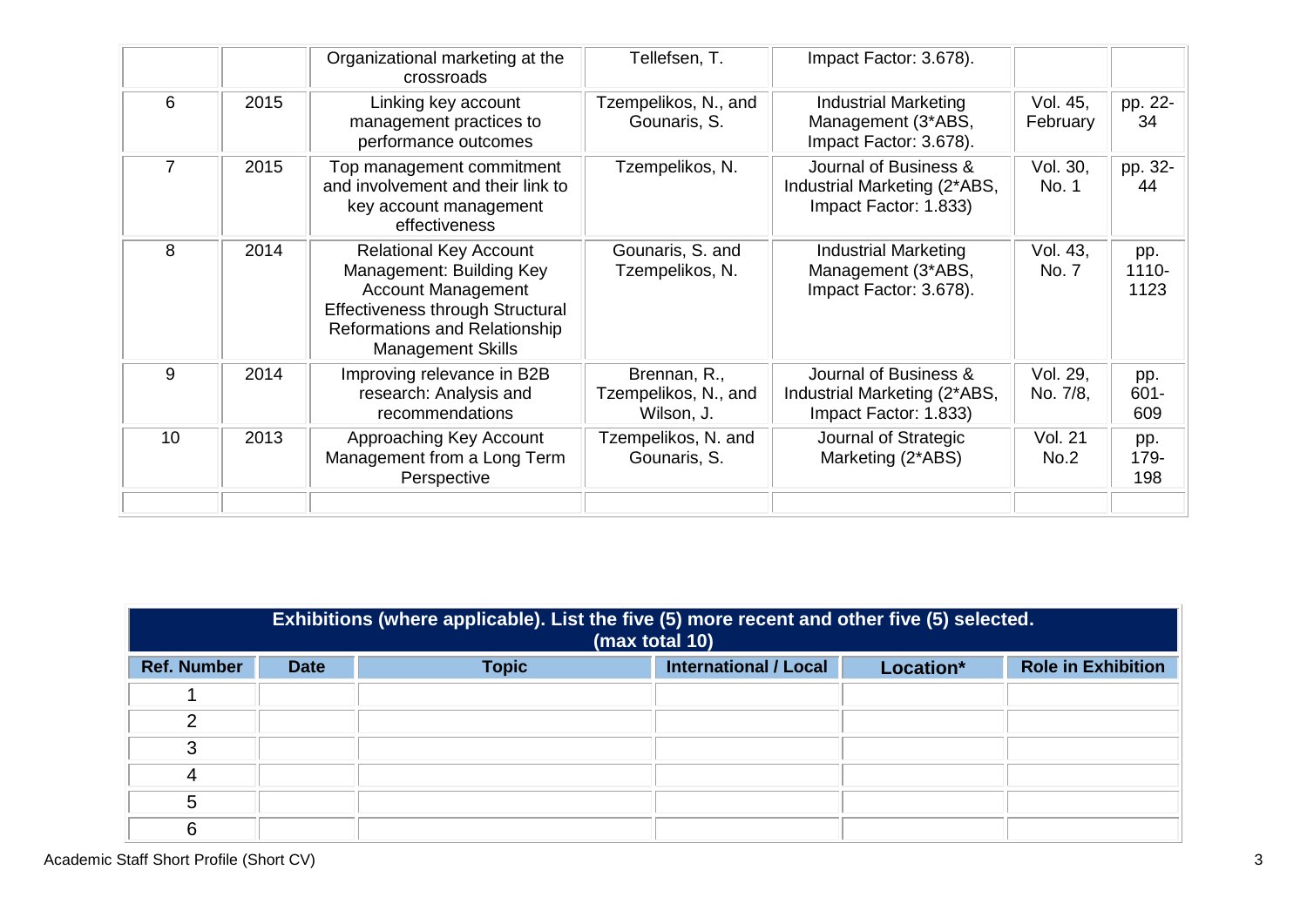| | | | | | | |
|---|---|---|---|---|---|---|
| | | Organizational marketing at the crossroads | Tellefsen, T. | Impact Factor: 3.678). | | |
| 6 | 2015 | Linking key account management practices to performance outcomes | Tzempelikos, N., and Gounaris, S. | Industrial Marketing Management (3*ABS, Impact Factor: 3.678). | Vol. 45, February | pp. 22-34 |
| 7 | 2015 | Top management commitment and involvement and their link to key account management effectiveness | Tzempelikos, N. | Journal of Business & Industrial Marketing (2*ABS, Impact Factor: 1.833) | Vol. 30, No. 1 | pp. 32-44 |
| 8 | 2014 | Relational Key Account Management: Building Key Account Management Effectiveness through Structural Reformations and Relationship Management Skills | Gounaris, S. and Tzempelikos, N. | Industrial Marketing Management (3*ABS, Impact Factor: 3.678). | Vol. 43, No. 7 | pp. 1110-1123 |
| 9 | 2014 | Improving relevance in B2B research: Analysis and recommendations | Brennan, R., Tzempelikos, N., and Wilson, J. | Journal of Business & Industrial Marketing (2*ABS, Impact Factor: 1.833) | Vol. 29, No. 7/8, | pp. 601-609 |
| 10 | 2013 | Approaching Key Account Management from a Long Term Perspective | Tzempelikos, N. and Gounaris, S. | Journal of Strategic Marketing (2*ABS) | Vol. 21 No.2 | pp. 179-198 |
| | | | | | | |

**Exhibitions (where applicable). List the five (5) more recent and other five (5) selected. (max total 10)**

| Ref. Number | Date | Topic | International / Local | Location* | Role in Exhibition |
|---|---|---|---|---|---|
| 1 | | | | | |
| 2 | | | | | |
| 3 | | | | | |
| 4 | | | | | |
| 5 | | | | | |
| 6 | | | | | |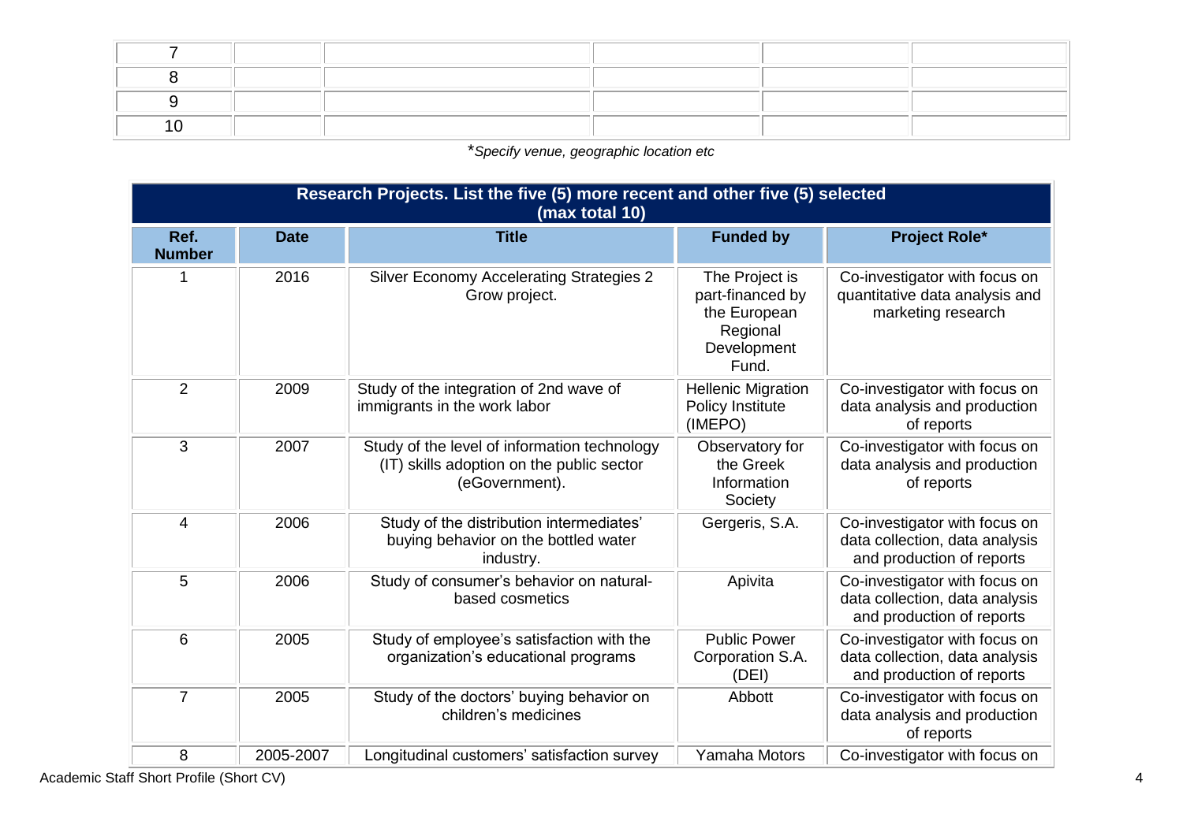| | | | | | |
|---|---|---|---|---|---|
| 7 | | | | | |
| 8 | | | | | |
| 9 | | | | | |
| 10 | | | | | |

*\*Specify venue, geographic location etc*

| **Research Projects. List the five (5) more recent and other five (5) selected (max total 10)** | | | | |
|---|---|---|---|---|
| **Ref. Number** | **Date** | **Title** | **Funded by** | **Project Role*** |
| 1 | 2016 | Silver Economy Accelerating Strategies 2 Grow project. | The Project is part-financed by the European Regional Development Fund. | Co-investigator with focus on quantitative data analysis and marketing research |
| 2 | 2009 | Study of the integration of 2nd wave of immigrants in the work labor | Hellenic Migration Policy Institute (IMEPO) | Co-investigator with focus on data analysis and production of reports |
| 3 | 2007 | Study of the level of information technology (IT) skills adoption on the public sector (eGovernment). | Observatory for the Greek Information Society | Co-investigator with focus on data analysis and production of reports |
| 4 | 2006 | Study of the distribution intermediates' buying behavior on the bottled water industry. | Gergeris, S.A. | Co-investigator with focus on data collection, data analysis and production of reports |
| 5 | 2006 | Study of consumer's behavior on natural-based cosmetics | Apivita | Co-investigator with focus on data collection, data analysis and production of reports |
| 6 | 2005 | Study of employee's satisfaction with the organization's educational programs | Public Power Corporation S.A. (DEI) | Co-investigator with focus on data collection, data analysis and production of reports |
| 7 | 2005 | Study of the doctors' buying behavior on children's medicines | Abbott | Co-investigator with focus on data analysis and production of reports |
| 8 | 2005-2007 | Longitudinal customers' satisfaction survey | Yamaha Motors | Co-investigator with focus on |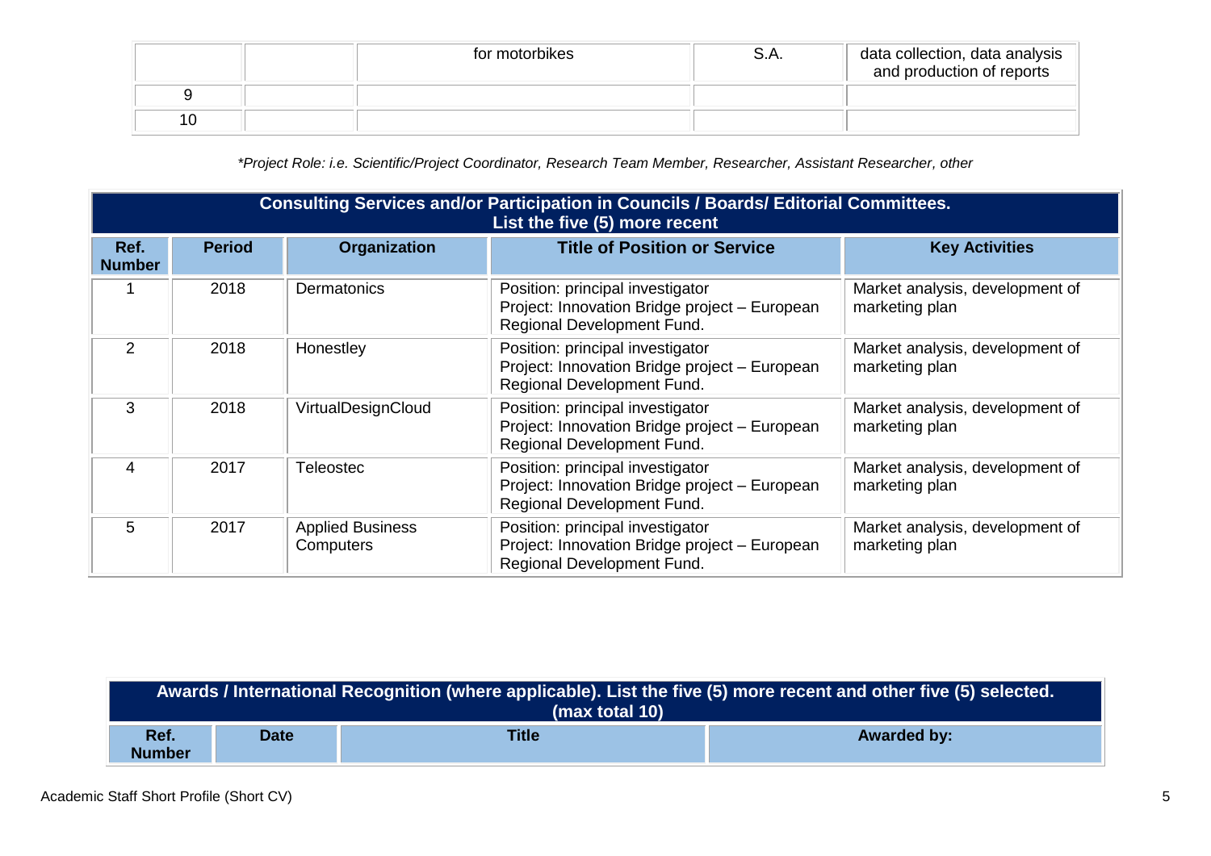| | | for motorbikes | S.A. | data collection, data analysis and production of reports |
|---|---|---|---|---|
| 9 | | | | |
| 10 | | | | |

*\*Project Role: i.e. Scientific/Project Coordinator, Research Team Member, Researcher, Assistant Researcher, other*

| **Consulting Services and/or Participation in Councils / Boards/ Editorial Committees. List the five (5) more recent** | | | | |
|---|---|---|---|---|
| **Ref. Number** | **Period** | **Organization** | **Title of Position or Service** | **Key Activities** |
| 1 | 2018 | Dermatonics | Position: principal investigator<br>Project: Innovation Bridge project – European Regional Development Fund. | Market analysis, development of marketing plan |
| 2 | 2018 | Honestley | Position: principal investigator<br>Project: Innovation Bridge project – European Regional Development Fund. | Market analysis, development of marketing plan |
| 3 | 2018 | VirtualDesignCloud | Position: principal investigator<br>Project: Innovation Bridge project – European Regional Development Fund. | Market analysis, development of marketing plan |
| 4 | 2017 | Teleostec | Position: principal investigator<br>Project: Innovation Bridge project – European Regional Development Fund. | Market analysis, development of marketing plan |
| 5 | 2017 | Applied Business Computers | Position: principal investigator<br>Project: Innovation Bridge project – European Regional Development Fund. | Market analysis, development of marketing plan |

| **Awards / International Recognition (where applicable). List the five (5) more recent and other five (5) selected. (max total 10)** | | | |
|---|---|---|---|
| **Ref. Number** | **Date** | **Title** | **Awarded by:** |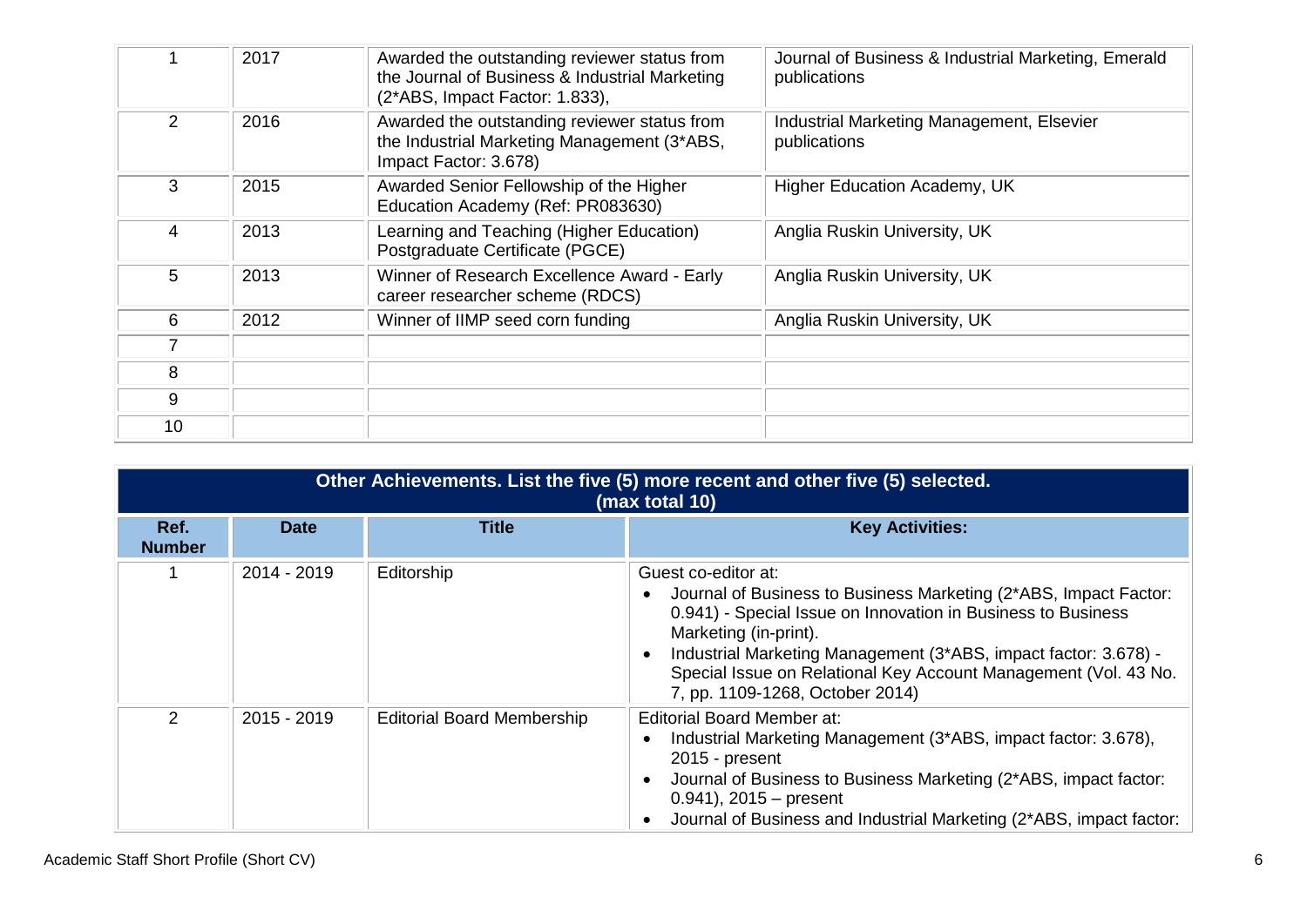| | | | |
|---|---|---|---|
| 1 | 2017 | Awarded the outstanding reviewer status from the Journal of Business & Industrial Marketing (2*ABS, Impact Factor: 1.833), | Journal of Business & Industrial Marketing, Emerald publications |
| 2 | 2016 | Awarded the outstanding reviewer status from the Industrial Marketing Management (3*ABS, Impact Factor: 3.678) | Industrial Marketing Management, Elsevier publications |
| 3 | 2015 | Awarded Senior Fellowship of the Higher Education Academy (Ref: PR083630) | Higher Education Academy, UK |
| 4 | 2013 | Learning and Teaching (Higher Education) Postgraduate Certificate (PGCE) | Anglia Ruskin University, UK |
| 5 | 2013 | Winner of Research Excellence Award - Early career researcher scheme (RDCS) | Anglia Ruskin University, UK |
| 6 | 2012 | Winner of IIMP seed corn funding | Anglia Ruskin University, UK |
| 7 | | | |
| 8 | | | |
| 9 | | | |
| 10 | | | |

**Other Achievements. List the five (5) more recent and other five (5) selected. (max total 10)**

| Ref. Number | Date | Title | Key Activities: |
|---|---|---|---|
| 1 | 2014 - 2019 | Editorship | Guest co-editor at:<br>• Journal of Business to Business Marketing (2*ABS, Impact Factor: 0.941) - Special Issue on Innovation in Business to Business Marketing (in-print).<br>• Industrial Marketing Management (3*ABS, impact factor: 3.678) - Special Issue on Relational Key Account Management (Vol. 43 No. 7, pp. 1109-1268, October 2014) |
| 2 | 2015 - 2019 | Editorial Board Membership | Editorial Board Member at:<br>• Industrial Marketing Management (3*ABS, impact factor: 3.678), 2015 - present<br>• Journal of Business to Business Marketing (2*ABS, impact factor: 0.941), 2015 – present<br>• Journal of Business and Industrial Marketing (2*ABS, impact factor: |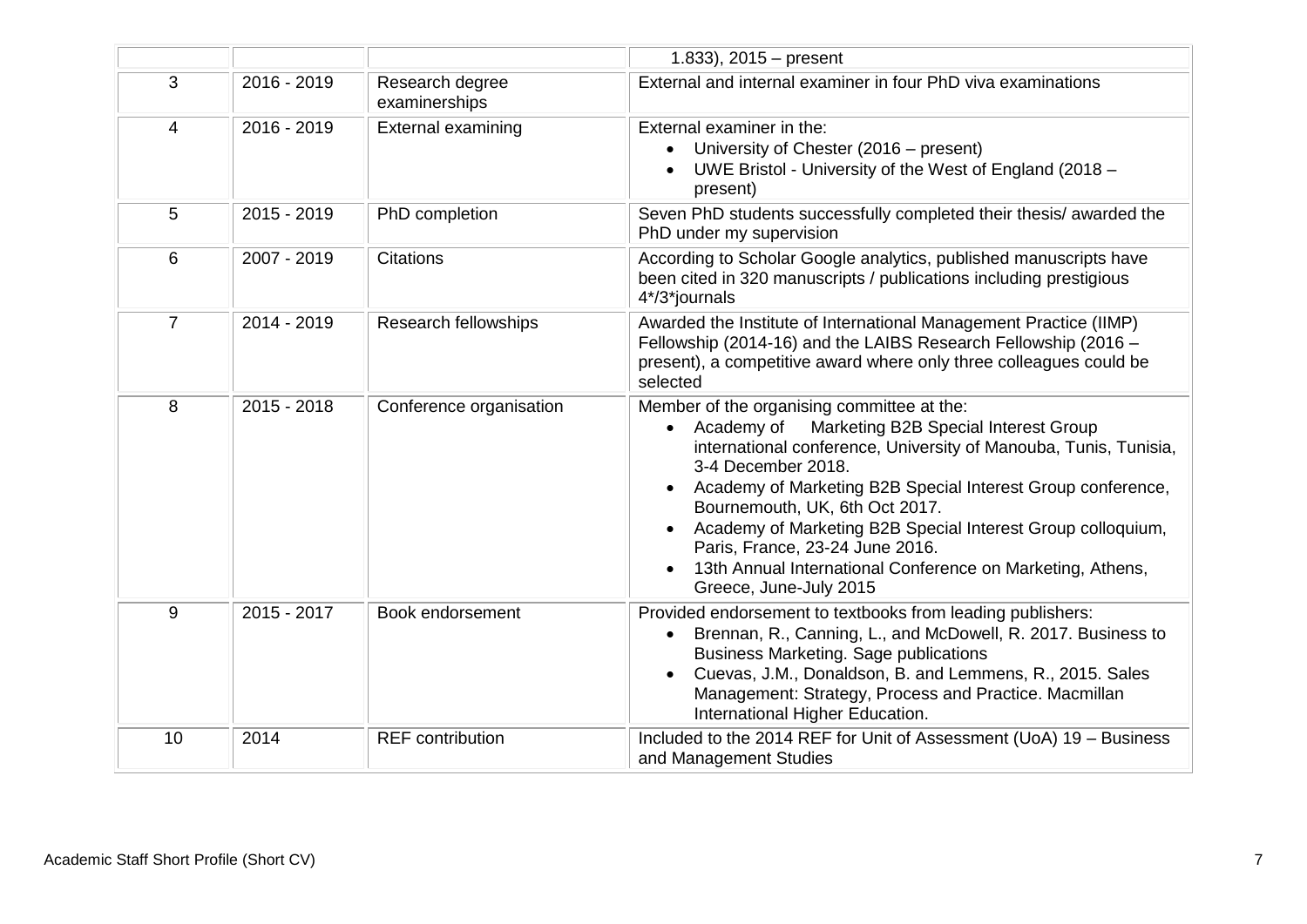| | | | |
|---|---|---|---|
| | | | 1.833), 2015 – present |
| 3 | 2016 - 2019 | Research degree examinerships | External and internal examiner in four PhD viva examinations |
| 4 | 2016 - 2019 | External examining | External examiner in the:<br>• University of Chester (2016 – present)<br>• UWE Bristol - University of the West of England (2018 – present) |
| 5 | 2015 - 2019 | PhD completion | Seven PhD students successfully completed their thesis/ awarded the PhD under my supervision |
| 6 | 2007 - 2019 | Citations | According to Scholar Google analytics, published manuscripts have been cited in 320 manuscripts / publications including prestigious 4*/3*journals |
| 7 | 2014 - 2019 | Research fellowships | Awarded the Institute of International Management Practice (IIMP) Fellowship (2014-16) and the LAIBS Research Fellowship (2016 – present), a competitive award where only three colleagues could be selected |
| 8 | 2015 - 2018 | Conference organisation | Member of the organising committee at the:<br>• Academy of Marketing B2B Special Interest Group international conference, University of Manouba, Tunis, Tunisia, 3-4 December 2018.<br>• Academy of Marketing B2B Special Interest Group conference, Bournemouth, UK, 6th Oct 2017.<br>• Academy of Marketing B2B Special Interest Group colloquium, Paris, France, 23-24 June 2016.<br>• 13th Annual International Conference on Marketing, Athens, Greece, June-July 2015 |
| 9 | 2015 - 2017 | Book endorsement | Provided endorsement to textbooks from leading publishers:<br>• Brennan, R., Canning, L., and McDowell, R. 2017. Business to Business Marketing. Sage publications<br>• Cuevas, J.M., Donaldson, B. and Lemmens, R., 2015. Sales Management: Strategy, Process and Practice. Macmillan International Higher Education. |
| 10 | 2014 | REF contribution | Included to the 2014 REF for Unit of Assessment (UoA) 19 – Business and Management Studies |